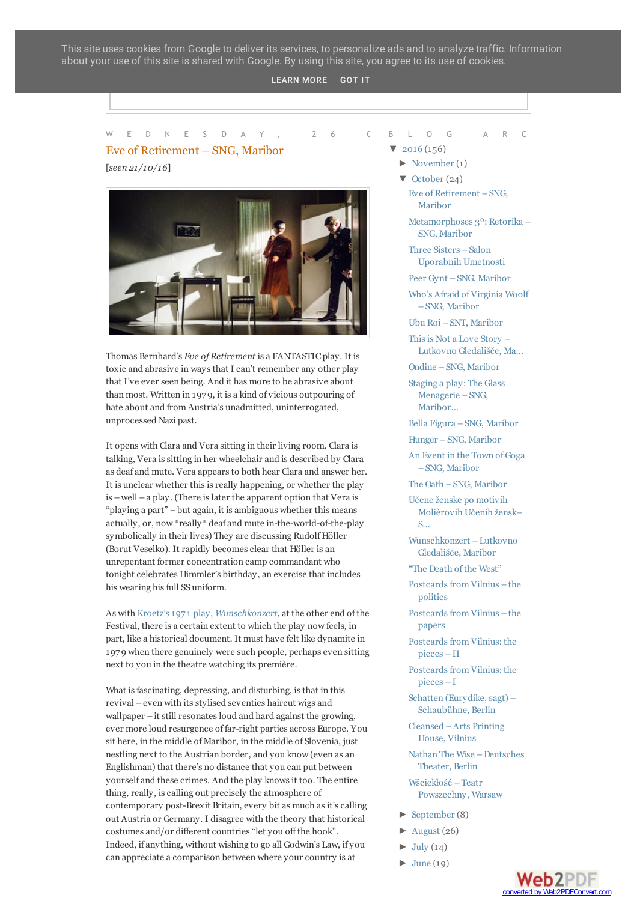This site uses cookies from Google to deliver its services, to personalize ads and to analyze traffic. Information about your use of this site is shared with Google. By using this site, you agree to its use of cookies.

LEARN MORE GOT IT

W E D N E S D A Y , 2 6

# Eve of Retirement – SNG, Maribor

[*seen 21/10/16*]

Thomas Bernhard's *Eve of Retirement* is a FANTASTIC play. It is toxic and abrasive in ways that I can't remember any other play that I've ever seen being. And it has more to be abrasive about than most. Written in 1979, it is a kind of vicious outpouring of hate about and from Austria's unadmitted, uninterrogated, unprocessed Nazi past.

It opens with Clara and Vera sitting in their living room. Clara is talking, Vera is sitting in her wheelchair and is described by Clara as deaf and mute. Vera appears to both hear Clara and answer her. It is unclear whether this is really happening, or whether the play is – well – a play. (There is later the apparent option that Vera is "playing a part" – but again, it is ambiguous whether this means actually, or, now *really* deaf and mute in-the-world-of-the-play symbolically in their lives) They are discussing Rudolf Höller (Borut Veselko). It rapidly becomes clear that Höller is an unrepentant former concentration camp commandant who tonight celebrates Himmler's birthday, an exercise that includes his wearing his full SS uniform.

As with Kroetz's 1971 play, *Wunschkonzert*, at the other end of the Festival, there is a certain extent to which the play now feels, in part, like a historical document. It must have felt like dynamite in 1979 when there genuinely were such people, perhaps even sitting next to you in the theatre watching its première.

What is fascinating, depressing, and disturbing, is that in this revival – even with its stylised seventies haircut wigs and wallpaper – it still resonates loud and hard against the growing, ever more loud resurgence of far-right parties across Europe. You sit here, in the middle of Maribor, in the middle of Slovenia, just nestling next to the Austrian border, and you know (even as an Englishman) that there's no distance that you can put between yourself and these crimes. And the play knows it too. The entire thing, really, is calling out precisely the atmosphere of contemporary post-Brexit Britain, every bit as much as it's calling out Austria or Germany. I disagree with the theory that historical costumes and/or different countries "let you off the hook". Indeed, if anything, without wishing to go all Godwin's Law, if you can appreciate a comparison between where your country is at

B L O G A R C

- ▼ 2016 (156)
  - ► November (1)
  - ▼ October (24)
    - Eve of Retirement – SNG, Maribor
    - Metamorphoses 3°: Retorika – SNG, Maribor
    - Three Sisters – Salon Uporabnih Umetnosti
    - Peer Gynt – SNG, Maribor
    - Who's Afraid of Virginia Woolf – SNG, Maribor
    - Ubu Roi – SNT, Maribor
    - This is Not a Love Story – Lutkovno Gledališče, Ma...
    - Ondine – SNG, Maribor
    - Staging a play: The Glass Menagerie – SNG, Maribor...
    - Bella Figura – SNG, Maribor
    - Hunger – SNG, Maribor
    - An Event in the Town of Goga – SNG, Maribor
    - The Oath – SNG, Maribor
    - Učene ženske po motivih Molièrovih Učenih žensk– S...
    - Wunschkonzert – Lutkovno Gledališče, Maribor
    - "The Death of the West"
    - Postcards from Vilnius – the politics
    - Postcards from Vilnius – the papers
    - Postcards from Vilnius: the pieces – II
    - Postcards from Vilnius: the pieces – I
    - Schatten (Eurydike, sagt) – Schaubühne, Berlin
    - Cleansed – Arts Printing House, Vilnius
    - Nathan The Wise – Deutsches Theater, Berlin
    - Wściekłość – Teatr Powszechny, Warsaw
  - ► September (8)
  - ► August (26)
  - ► July (14)
  - ► June (19)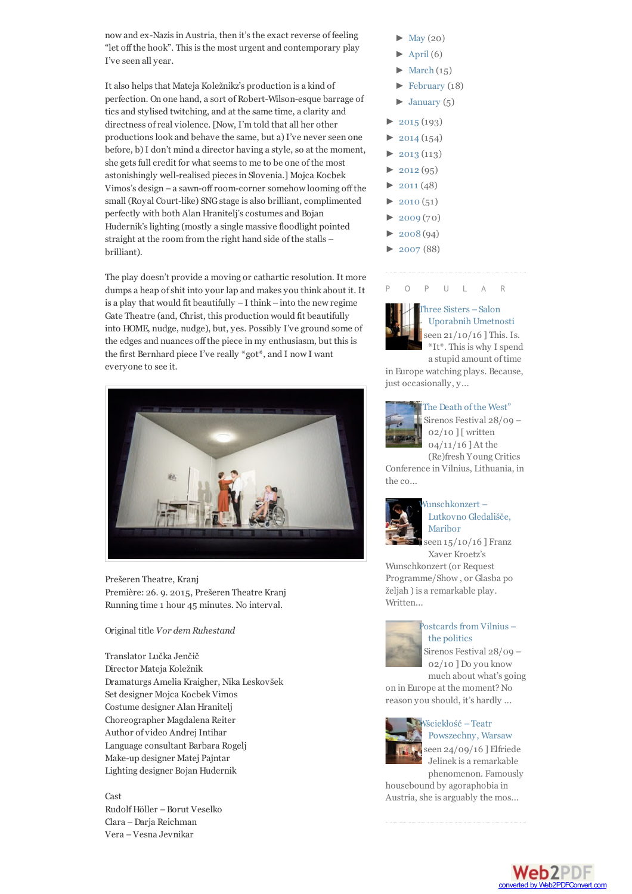now and ex-Nazis in Austria, then it's the exact reverse of feeling "let off the hook". This is the most urgent and contemporary play I've seen all year.

It also helps that Mateja Koležnikz's production is a kind of perfection. On one hand, a sort of Robert-Wilson-esque barrage of tics and stylised twitching, and at the same time, a clarity and directness of real violence. [Now, I'm told that all her other productions look and behave the same, but a) I've never seen one before, b) I don't mind a director having a style, so at the moment, she gets full credit for what seems to me to be one of the most astonishingly well-realised pieces in Slovenia.] Mojca Kocbek Vimos's design – a sawn-off room-corner somehow looming off the small (Royal Court-like) SNG stage is also brilliant, complimented perfectly with both Alan Hranitelj's costumes and Bojan Hudernik's lighting (mostly a single massive floodlight pointed straight at the room from the right hand side of the stalls – brilliant).

The play doesn't provide a moving or cathartic resolution. It more dumps a heap of shit into your lap and makes you think about it. It is a play that would fit beautifully – I think – into the new regime Gate Theatre (and, Christ, this production would fit beautifully into HOME, nudge, nudge), but, yes. Possibly I've ground some of the edges and nuances off the piece in my enthusiasm, but this is the first Bernhard piece I've really *got*, and I now I want everyone to see it.

Prešeren Theatre, Kranj
Première: 26. 9. 2015, Prešeren Theatre Kranj
Running time 1 hour 45 minutes. No interval.

Original title *Vor dem Ruhestand*

Translator Lučka Jenčič
Director Mateja Koležnik
Dramaturgs Amelia Kraigher, Nika Leskovšek
Set designer Mojca Kocbek Vimos
Costume designer Alan Hranitelj
Choreographer Magdalena Reiter
Author of video Andrej Intihar
Language consultant Barbara Rogelj
Make-up designer Matej Pajntar
Lighting designer Bojan Hudernik

Cast
Rudolf Höller – Borut Veselko
Clara – Darja Reichman
Vera – Vesna Jevnikar

- ► May (20)
- ► April (6)
- ► March (15)
- ► February (18)
- ► January (5)

- ► 2015 (193)
- ► 2014 (154)
- ► 2013 (113)
- ► 2012 (95)
- ► 2011 (48)
- ► 2010 (51)
- ► 2009 (70)
- ► 2008 (94)
- ► 2007 (88)

P O P U L A R

Three Sisters – Salon Uporabnih Umetnosti
seen 21/10/16 ] This. Is. *It*. This is why I spend a stupid amount of time in Europe watching plays. Because, just occasionally, y...

"The Death of the West"
Sirenos Festival 28/09 – 02/10 ] [ written 04/11/16 ] At the (Re)fresh Young Critics Conference in Vilnius, Lithuania, in the co...

Wunschkonzert – Lutkovno Gledališče, Maribor
seen 15/10/16 ] Franz Xaver Kroetz's Wunschkonzert (or Request Programme/Show , or Glasba po željah ) is a remarkable play. Written...

Postcards from Vilnius – the politics
Sirenos Festival 28/09 – 02/10 ] Do you know much about what's going on in Europe at the moment? No reason you should, it's hardly ...

Wściekłość – Teatr Powszechny, Warsaw
seen 24/09/16 ] Elfriede Jelinek is a remarkable phenomenon. Famously housebound by agoraphobia in Austria, she is arguably the mos...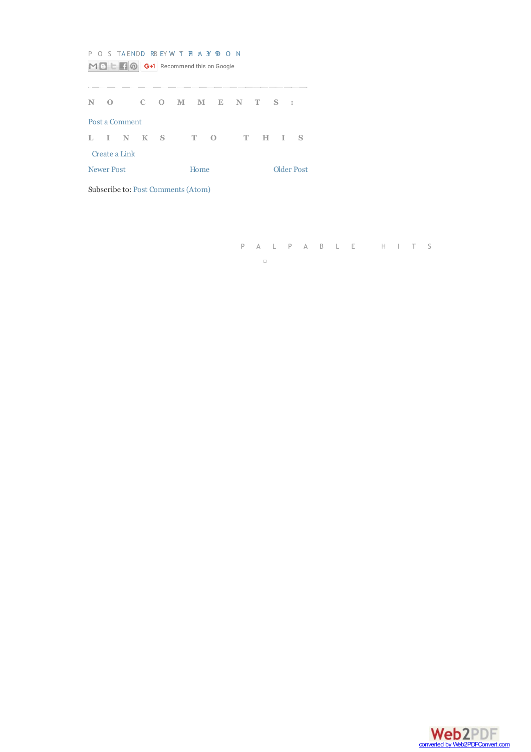POSTED BY TAYDON AT ...

Recommend this on Google

## NO COMMENTS:

Post a Comment

## LINKS TO THIS

Create a Link

Newer Post | Home | Older Post

Subscribe to: Post Comments (Atom)

PALPABLE HITS